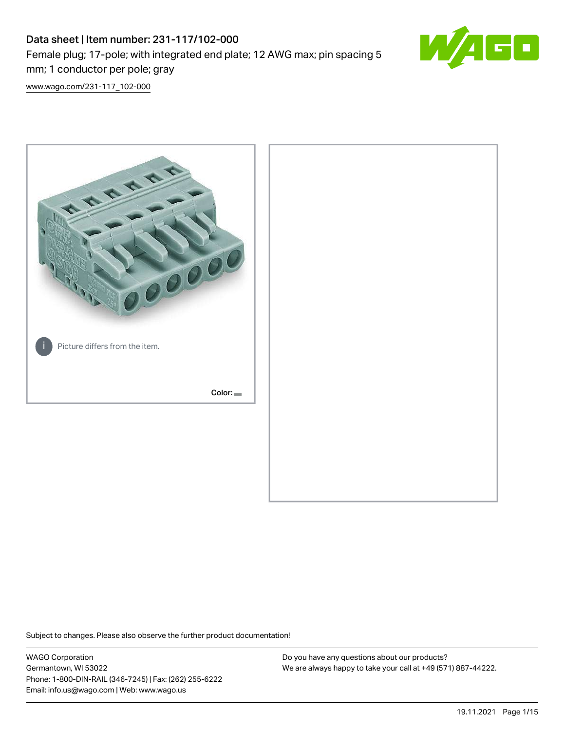# Data sheet | Item number: 231-117/102-000

Female plug; 17-pole; with integrated end plate; 12 AWG max; pin spacing 5 mm; 1 conductor per pole; gray

www.wago.com/231-117_102-000

Picture differs from the item.

Color:

Subject to changes. Please also observe the further product documentation!

WAGO Corporation
Germantown, WI 53022
Phone: 1-800-DIN-RAIL (346-7245) | Fax: (262) 255-6222
Email: info.us@wago.com | Web: www.wago.us

Do you have any questions about our products?
We are always happy to take your call at +49 (571) 887-44222.

19.11.2021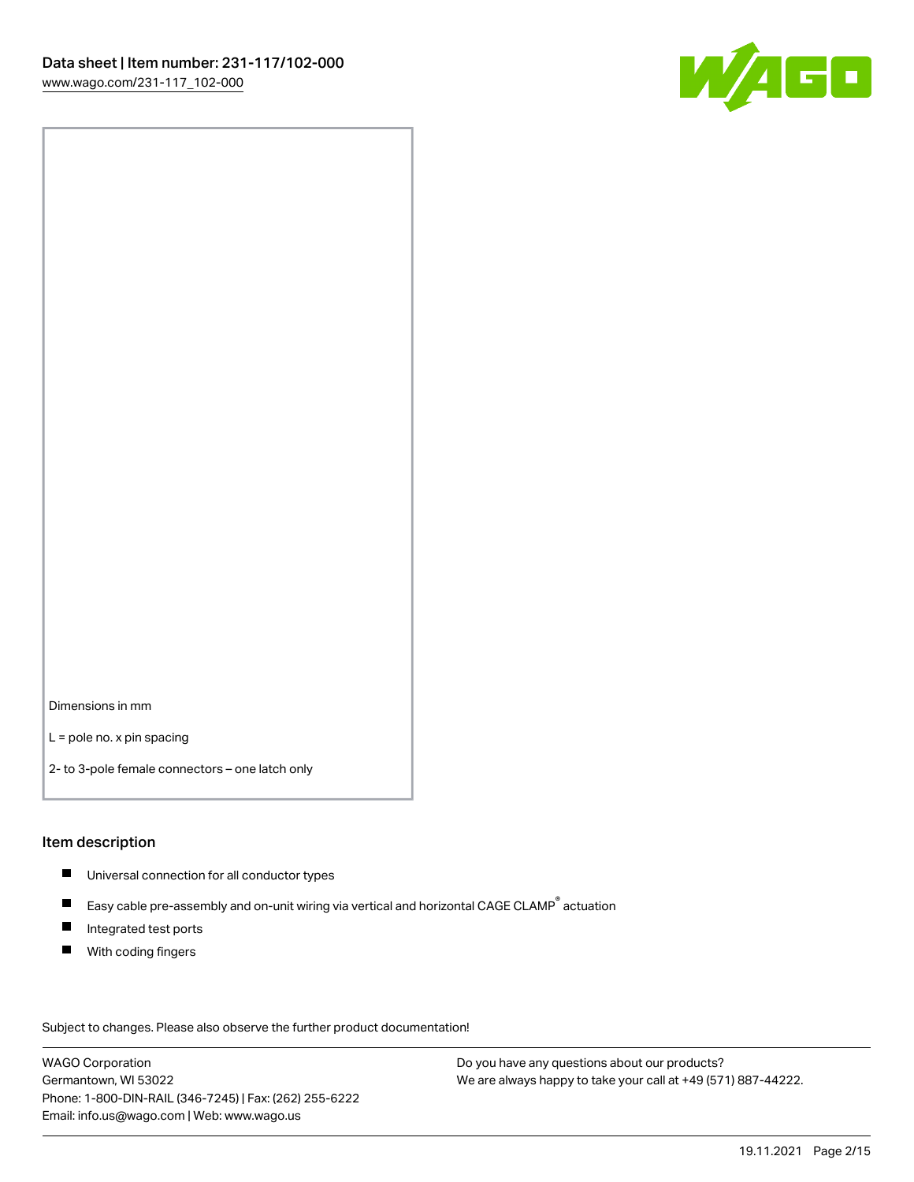Dimensions in mm

L = pole no. x pin spacing

2- to 3-pole female connectors – one latch only

## Item description

- Universal connection for all conductor types
- Easy cable pre-assembly and on-unit wiring via vertical and horizontal CAGE CLAMP® actuation
- Integrated test ports
- With coding fingers

Subject to changes. Please also observe the further product documentation!

WAGO Corporation
Germantown, WI 53022
Phone: 1-800-DIN-RAIL (346-7245) | Fax: (262) 255-6222
Email: info.us@wago.com | Web: www.wago.us

Do you have any questions about our products?
We are always happy to take your call at +49 (571) 887-44222.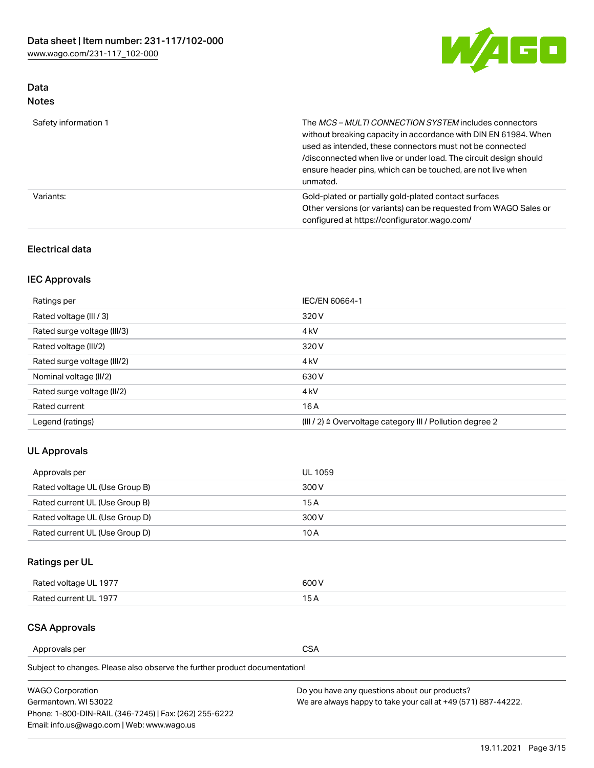## Data

### Notes

| | |
|---|---|
| Safety information 1 | The *MCS – MULTI CONNECTION SYSTEM* includes connectors without breaking capacity in accordance with DIN EN 61984. When used as intended, these connectors must not be connected /disconnected when live or under load. The circuit design should ensure header pins, which can be touched, are not live when unmated. |
| Variants: | Gold-plated or partially gold-plated contact surfaces<br>Other versions (or variants) can be requested from WAGO Sales or configured at https://configurator.wago.com/ |

## Electrical data

### IEC Approvals

| | |
|---|---|
| Ratings per | IEC/EN 60664-1 |
| Rated voltage (III / 3) | 320 V |
| Rated surge voltage (III/3) | 4 kV |
| Rated voltage (III/2) | 320 V |
| Rated surge voltage (III/2) | 4 kV |
| Nominal voltage (II/2) | 630 V |
| Rated surge voltage (II/2) | 4 kV |
| Rated current | 16 A |
| Legend (ratings) | (III / 2) ≙ Overvoltage category III / Pollution degree 2 |

### UL Approvals

| | |
|---|---|
| Approvals per | UL 1059 |
| Rated voltage UL (Use Group B) | 300 V |
| Rated current UL (Use Group B) | 15 A |
| Rated voltage UL (Use Group D) | 300 V |
| Rated current UL (Use Group D) | 10 A |

### Ratings per UL

| | |
|---|---|
| Rated voltage UL 1977 | 600 V |
| Rated current UL 1977 | 15 A |

### CSA Approvals

| | |
|---|---|
| Approvals per | CSA |

Subject to changes. Please also observe the further product documentation!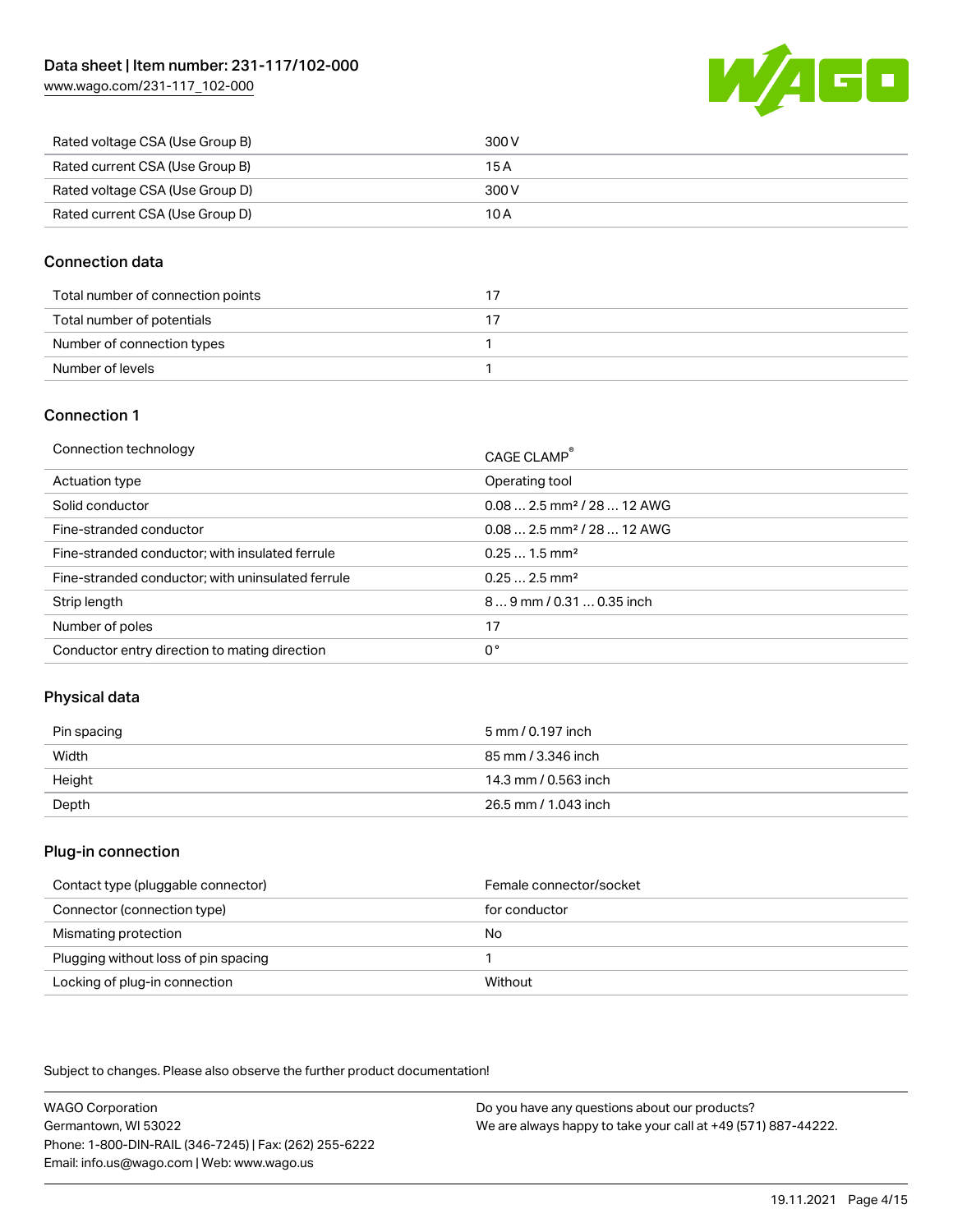| | |
|---|---|
| Rated voltage CSA (Use Group B) | 300 V |
| Rated current CSA (Use Group B) | 15 A |
| Rated voltage CSA (Use Group D) | 300 V |
| Rated current CSA (Use Group D) | 10 A |

## Connection data

| | |
|---|---|
| Total number of connection points | 17 |
| Total number of potentials | 17 |
| Number of connection types | 1 |
| Number of levels | 1 |

## Connection 1

| | |
|---|---|
| Connection technology | CAGE CLAMP® |
| Actuation type | Operating tool |
| Solid conductor | 0.08 … 2.5 mm² / 28 … 12 AWG |
| Fine-stranded conductor | 0.08 … 2.5 mm² / 28 … 12 AWG |
| Fine-stranded conductor; with insulated ferrule | 0.25 … 1.5 mm² |
| Fine-stranded conductor; with uninsulated ferrule | 0.25 … 2.5 mm² |
| Strip length | 8 … 9 mm / 0.31 … 0.35 inch |
| Number of poles | 17 |
| Conductor entry direction to mating direction | 0 ° |

## Physical data

| | |
|---|---|
| Pin spacing | 5 mm / 0.197 inch |
| Width | 85 mm / 3.346 inch |
| Height | 14.3 mm / 0.563 inch |
| Depth | 26.5 mm / 1.043 inch |

## Plug-in connection

| | |
|---|---|
| Contact type (pluggable connector) | Female connector/socket |
| Connector (connection type) | for conductor |
| Mismating protection | No |
| Plugging without loss of pin spacing | 1 |
| Locking of plug-in connection | Without |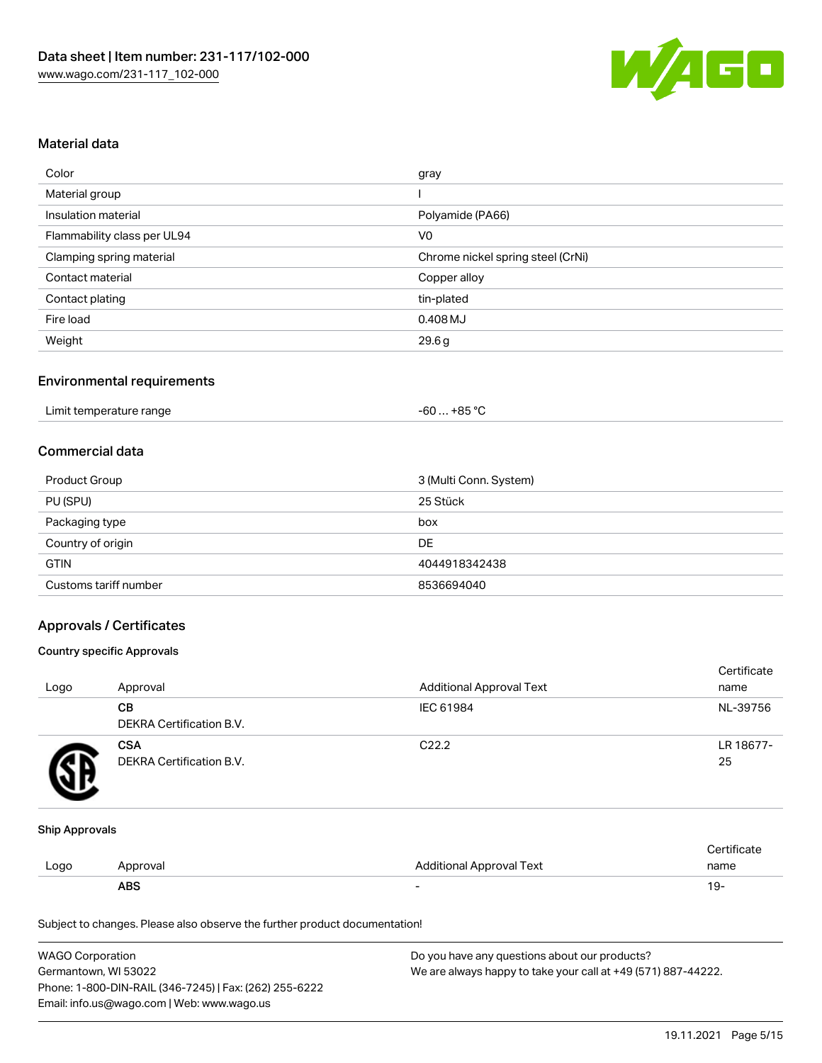## Material data

| Color | gray |
| --- | --- |
| Material group | I |
| Insulation material | Polyamide (PA66) |
| Flammability class per UL94 | V0 |
| Clamping spring material | Chrome nickel spring steel (CrNi) |
| Contact material | Copper alloy |
| Contact plating | tin-plated |
| Fire load | 0.408 MJ |
| Weight | 29.6 g |

## Environmental requirements

| Limit temperature range | -60 … +85 °C |
| --- | --- |

## Commercial data

| Product Group | 3 (Multi Conn. System) |
| --- | --- |
| PU (SPU) | 25 Stück |
| Packaging type | box |
| Country of origin | DE |
| GTIN | 4044918342438 |
| Customs tariff number | 8536694040 |

## Approvals / Certificates

### Country specific Approvals

| Logo | Approval | Additional Approval Text | Certificate name |
| --- | --- | --- | --- |
| | **CB** DEKRA Certification B.V. | IEC 61984 | NL-39756 |
| | **CSA** DEKRA Certification B.V. | C22.2 | LR 18677-25 |

### Ship Approvals

| Logo | Approval | Additional Approval Text | Certificate name |
| --- | --- | --- | --- |
| | **ABS** | - | 19- |

Subject to changes. Please also observe the further product documentation!

WAGO Corporation
Germantown, WI 53022
Phone: 1-800-DIN-RAIL (346-7245) | Fax: (262) 255-6222
Email: info.us@wago.com | Web: www.wago.us

Do you have any questions about our products?
We are always happy to take your call at +49 (571) 887-44222.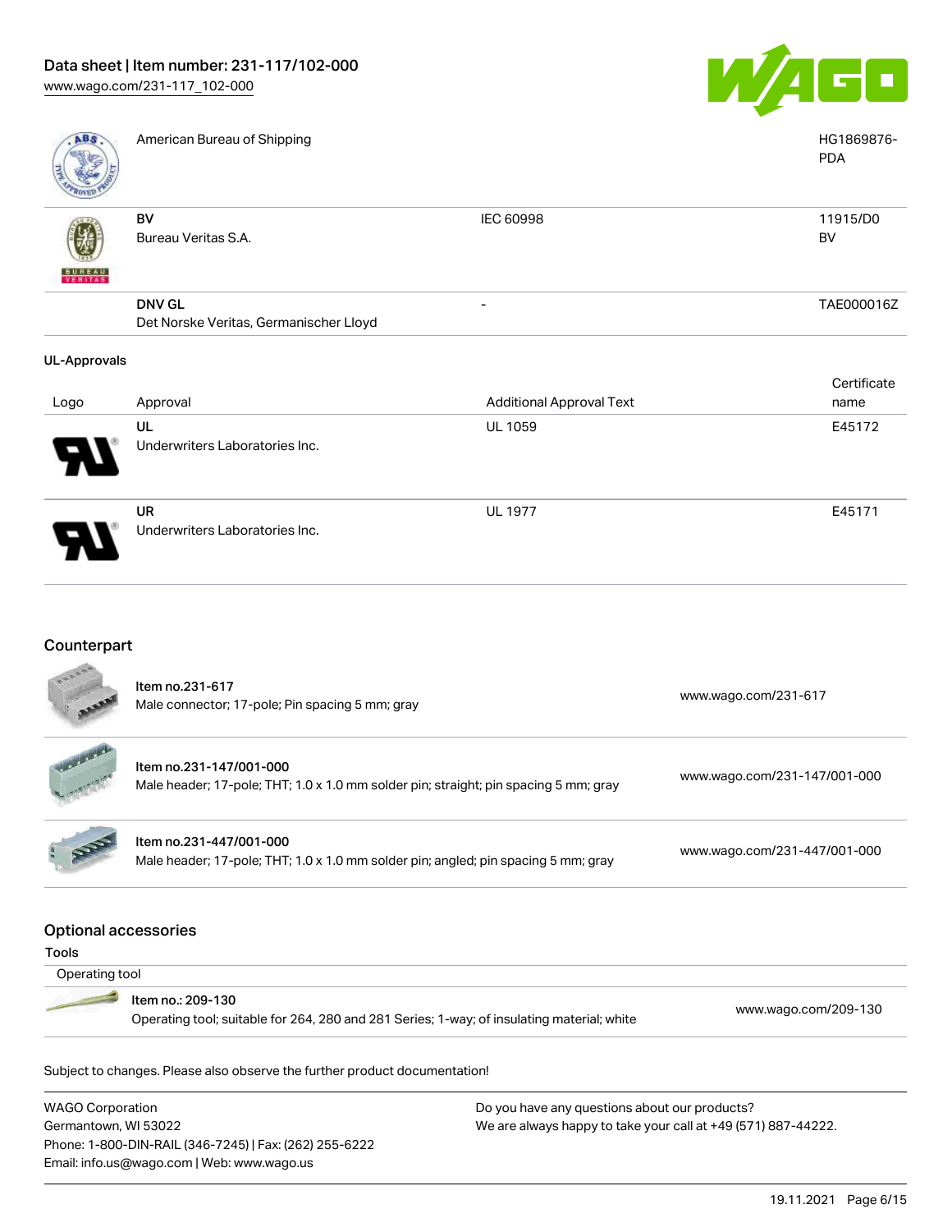| Logo | Approval | Additional Approval Text | Certificate name |
|---|---|---|---|
| | American Bureau of Shipping | | HG1869876-PDA |
| | **BV** Bureau Veritas S.A. | IEC 60998 | 11915/D0 BV |
| | **DNV GL** Det Norske Veritas, Germanischer Lloyd | - | TAE000016Z |

### UL-Approvals

| Logo | Approval | Additional Approval Text | Certificate name |
|---|---|---|---|
| | **UL** Underwriters Laboratories Inc. | UL 1059 | E45172 |
| | **UR** Underwriters Laboratories Inc. | UL 1977 | E45171 |

## Counterpart

| Item | Link |
|---|---|
| Item no.231-617<br>Male connector; 17-pole; Pin spacing 5 mm; gray | www.wago.com/231-617 |
| Item no.231-147/001-000<br>Male header; 17-pole; THT; 1.0 x 1.0 mm solder pin; straight; pin spacing 5 mm; gray | www.wago.com/231-147/001-000 |
| Item no.231-447/001-000<br>Male header; 17-pole; THT; 1.0 x 1.0 mm solder pin; angled; pin spacing 5 mm; gray | www.wago.com/231-447/001-000 |

## Optional accessories

### Tools

Operating tool

| Item | Link |
|---|---|
| Item no.: 209-130<br>Operating tool; suitable for 264, 280 and 281 Series; 1-way; of insulating material; white | www.wago.com/209-130 |

Subject to changes. Please also observe the further product documentation!

WAGO Corporation
Germantown, WI 53022
Phone: 1-800-DIN-RAIL (346-7245) | Fax: (262) 255-6222
Email: info.us@wago.com | Web: www.wago.us

Do you have any questions about our products?
We are always happy to take your call at +49 (571) 887-44222.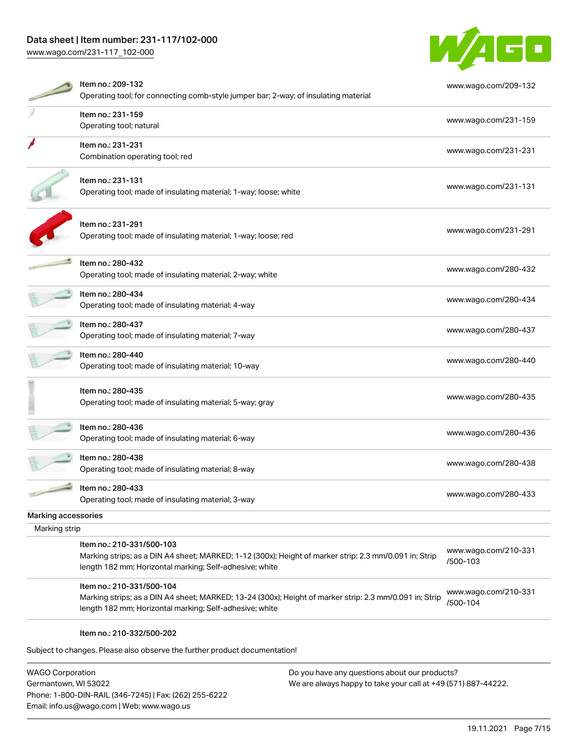| Item | Link |
| --- | --- |
| Item no.: 209-132<br>Operating tool; for connecting comb-style jumper bar; 2-way; of insulating material | www.wago.com/209-132 |
| Item no.: 231-159<br>Operating tool; natural | www.wago.com/231-159 |
| Item no.: 231-231<br>Combination operating tool; red | www.wago.com/231-231 |
| Item no.: 231-131<br>Operating tool; made of insulating material; 1-way; loose; white | www.wago.com/231-131 |
| Item no.: 231-291<br>Operating tool; made of insulating material; 1-way; loose; red | www.wago.com/231-291 |
| Item no.: 280-432<br>Operating tool; made of insulating material; 2-way; white | www.wago.com/280-432 |
| Item no.: 280-434<br>Operating tool; made of insulating material; 4-way | www.wago.com/280-434 |
| Item no.: 280-437<br>Operating tool; made of insulating material; 7-way | www.wago.com/280-437 |
| Item no.: 280-440<br>Operating tool; made of insulating material; 10-way | www.wago.com/280-440 |
| Item no.: 280-435<br>Operating tool; made of insulating material; 5-way; gray | www.wago.com/280-435 |
| Item no.: 280-436<br>Operating tool; made of insulating material; 6-way | www.wago.com/280-436 |
| Item no.: 280-438<br>Operating tool; made of insulating material; 8-way | www.wago.com/280-438 |
| Item no.: 280-433<br>Operating tool; made of insulating material; 3-way | www.wago.com/280-433 |

Marking accessories

Marking strip

| Item | Link |
| --- | --- |
| Item no.: 210-331/500-103<br>Marking strips; as a DIN A4 sheet; MARKED; 1-12 (300x); Height of marker strip: 2.3 mm/0.091 in; Strip length 182 mm; Horizontal marking; Self-adhesive; white | www.wago.com/210-331/500-103 |
| Item no.: 210-331/500-104<br>Marking strips; as a DIN A4 sheet; MARKED; 13-24 (300x); Height of marker strip: 2.3 mm/0.091 in; Strip length 182 mm; Horizontal marking; Self-adhesive; white | www.wago.com/210-331/500-104 |

Item no.: 210-332/500-202

Subject to changes. Please also observe the further product documentation!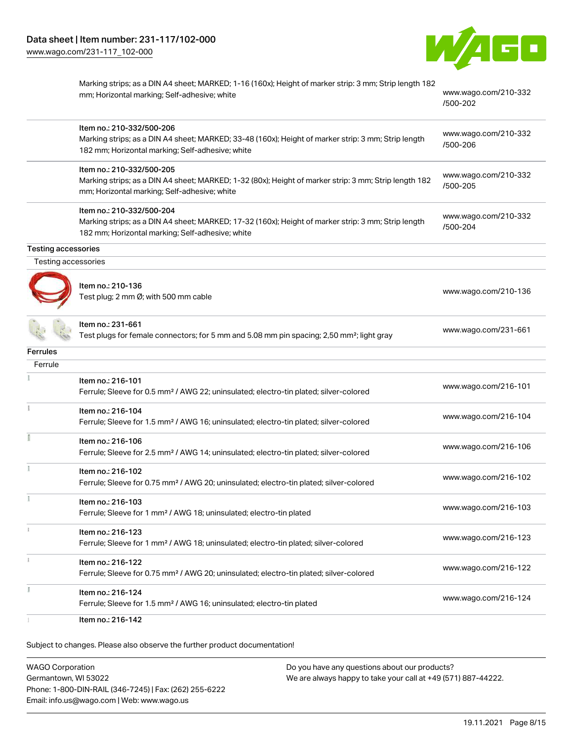| | | |
|---|---|---|
| | Marking strips; as a DIN A4 sheet; MARKED; 1-16 (160x); Height of marker strip: 3 mm; Strip length 182 mm; Horizontal marking; Self-adhesive; white | www.wago.com/210-332/500-202 |
| | Item no.: 210-332/500-206<br>Marking strips; as a DIN A4 sheet; MARKED; 33-48 (160x); Height of marker strip: 3 mm; Strip length 182 mm; Horizontal marking; Self-adhesive; white | www.wago.com/210-332/500-206 |
| | Item no.: 210-332/500-205<br>Marking strips; as a DIN A4 sheet; MARKED; 1-32 (80x); Height of marker strip: 3 mm; Strip length 182 mm; Horizontal marking; Self-adhesive; white | www.wago.com/210-332/500-205 |
| | Item no.: 210-332/500-204<br>Marking strips; as a DIN A4 sheet; MARKED; 17-32 (160x); Height of marker strip: 3 mm; Strip length 182 mm; Horizontal marking; Self-adhesive; white | www.wago.com/210-332/500-204 |

**Testing accessories**

Testing accessories

| | | |
|---|---|---|
| | Item no.: 210-136<br>Test plug; 2 mm Ø; with 500 mm cable | www.wago.com/210-136 |
| | Item no.: 231-661<br>Test plugs for female connectors; for 5 mm and 5.08 mm pin spacing; 2,50 mm²; light gray | www.wago.com/231-661 |

**Ferrules**

Ferrule

| | | |
|---|---|---|
| | Item no.: 216-101<br>Ferrule; Sleeve for 0.5 mm² / AWG 22; uninsulated; electro-tin plated; silver-colored | www.wago.com/216-101 |
| | Item no.: 216-104<br>Ferrule; Sleeve for 1.5 mm² / AWG 16; uninsulated; electro-tin plated; silver-colored | www.wago.com/216-104 |
| | Item no.: 216-106<br>Ferrule; Sleeve for 2.5 mm² / AWG 14; uninsulated; electro-tin plated; silver-colored | www.wago.com/216-106 |
| | Item no.: 216-102<br>Ferrule; Sleeve for 0.75 mm² / AWG 20; uninsulated; electro-tin plated; silver-colored | www.wago.com/216-102 |
| | Item no.: 216-103<br>Ferrule; Sleeve for 1 mm² / AWG 18; uninsulated; electro-tin plated | www.wago.com/216-103 |
| | Item no.: 216-123<br>Ferrule; Sleeve for 1 mm² / AWG 18; uninsulated; electro-tin plated; silver-colored | www.wago.com/216-123 |
| | Item no.: 216-122<br>Ferrule; Sleeve for 0.75 mm² / AWG 20; uninsulated; electro-tin plated; silver-colored | www.wago.com/216-122 |
| | Item no.: 216-124<br>Ferrule; Sleeve for 1.5 mm² / AWG 16; uninsulated; electro-tin plated | www.wago.com/216-124 |
| | Item no.: 216-142 | |

Subject to changes. Please also observe the further product documentation!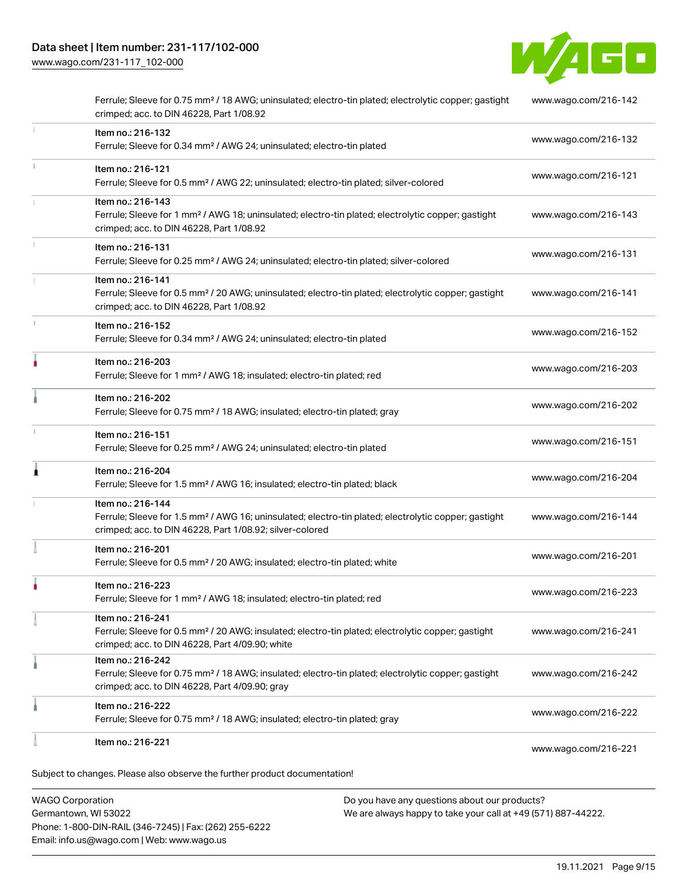| | | |
|---|---|---|
| | Ferrule; Sleeve for 0.75 mm² / 18 AWG; uninsulated; electro-tin plated; electrolytic copper; gastight crimped; acc. to DIN 46228, Part 1/08.92 | www.wago.com/216-142 |
| | Item no.: 216-132<br>Ferrule; Sleeve for 0.34 mm² / AWG 24; uninsulated; electro-tin plated | www.wago.com/216-132 |
| | Item no.: 216-121<br>Ferrule; Sleeve for 0.5 mm² / AWG 22; uninsulated; electro-tin plated; silver-colored | www.wago.com/216-121 |
| | Item no.: 216-143<br>Ferrule; Sleeve for 1 mm² / AWG 18; uninsulated; electro-tin plated; electrolytic copper; gastight crimped; acc. to DIN 46228, Part 1/08.92 | www.wago.com/216-143 |
| | Item no.: 216-131<br>Ferrule; Sleeve for 0.25 mm² / AWG 24; uninsulated; electro-tin plated; silver-colored | www.wago.com/216-131 |
| | Item no.: 216-141<br>Ferrule; Sleeve for 0.5 mm² / 20 AWG; uninsulated; electro-tin plated; electrolytic copper; gastight crimped; acc. to DIN 46228, Part 1/08.92 | www.wago.com/216-141 |
| | Item no.: 216-152<br>Ferrule; Sleeve for 0.34 mm² / AWG 24; uninsulated; electro-tin plated | www.wago.com/216-152 |
| | Item no.: 216-203<br>Ferrule; Sleeve for 1 mm² / AWG 18; insulated; electro-tin plated; red | www.wago.com/216-203 |
| | Item no.: 216-202<br>Ferrule; Sleeve for 0.75 mm² / 18 AWG; insulated; electro-tin plated; gray | www.wago.com/216-202 |
| | Item no.: 216-151<br>Ferrule; Sleeve for 0.25 mm² / AWG 24; uninsulated; electro-tin plated | www.wago.com/216-151 |
| | Item no.: 216-204<br>Ferrule; Sleeve for 1.5 mm² / AWG 16; insulated; electro-tin plated; black | www.wago.com/216-204 |
| | Item no.: 216-144<br>Ferrule; Sleeve for 1.5 mm² / AWG 16; uninsulated; electro-tin plated; electrolytic copper; gastight crimped; acc. to DIN 46228, Part 1/08.92; silver-colored | www.wago.com/216-144 |
| | Item no.: 216-201<br>Ferrule; Sleeve for 0.5 mm² / 20 AWG; insulated; electro-tin plated; white | www.wago.com/216-201 |
| | Item no.: 216-223<br>Ferrule; Sleeve for 1 mm² / AWG 18; insulated; electro-tin plated; red | www.wago.com/216-223 |
| | Item no.: 216-241<br>Ferrule; Sleeve for 0.5 mm² / 20 AWG; insulated; electro-tin plated; electrolytic copper; gastight crimped; acc. to DIN 46228, Part 4/09.90; white | www.wago.com/216-241 |
| | Item no.: 216-242<br>Ferrule; Sleeve for 0.75 mm² / 18 AWG; insulated; electro-tin plated; electrolytic copper; gastight crimped; acc. to DIN 46228, Part 4/09.90; gray | www.wago.com/216-242 |
| | Item no.: 216-222<br>Ferrule; Sleeve for 0.75 mm² / 18 AWG; insulated; electro-tin plated; gray | www.wago.com/216-222 |
| | Item no.: 216-221 | www.wago.com/216-221 |

Subject to changes. Please also observe the further product documentation!

WAGO Corporation
Germantown, WI 53022
Phone: 1-800-DIN-RAIL (346-7245) | Fax: (262) 255-6222
Email: info.us@wago.com | Web: www.wago.us

Do you have any questions about our products?
We are always happy to take your call at +49 (571) 887-44222.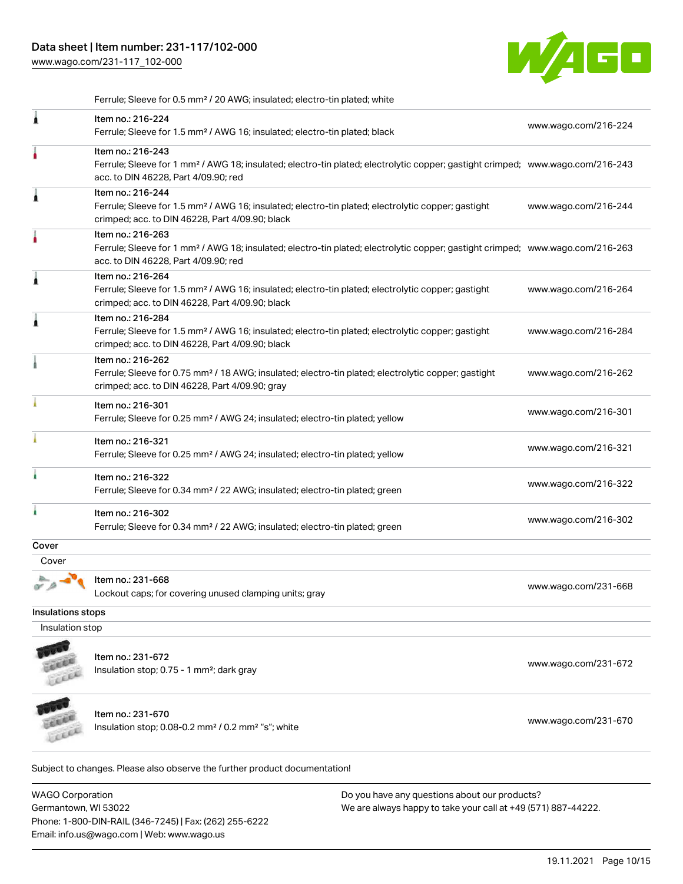Ferrule; Sleeve for 0.5 mm² / 20 AWG; insulated; electro-tin plated; white

| | | |
|---|---|---|
| | Item no.: 216-224<br>Ferrule; Sleeve for 1.5 mm² / AWG 16; insulated; electro-tin plated; black | www.wago.com/216-224 |
| | Item no.: 216-243<br>Ferrule; Sleeve for 1 mm² / AWG 18; insulated; electro-tin plated; electrolytic copper; gastight crimped; acc. to DIN 46228, Part 4/09.90; red | www.wago.com/216-243 |
| | Item no.: 216-244<br>Ferrule; Sleeve for 1.5 mm² / AWG 16; insulated; electro-tin plated; electrolytic copper; gastight crimped; acc. to DIN 46228, Part 4/09.90; black | www.wago.com/216-244 |
| | Item no.: 216-263<br>Ferrule; Sleeve for 1 mm² / AWG 18; insulated; electro-tin plated; electrolytic copper; gastight crimped; acc. to DIN 46228, Part 4/09.90; red | www.wago.com/216-263 |
| | Item no.: 216-264<br>Ferrule; Sleeve for 1.5 mm² / AWG 16; insulated; electro-tin plated; electrolytic copper; gastight crimped; acc. to DIN 46228, Part 4/09.90; black | www.wago.com/216-264 |
| | Item no.: 216-284<br>Ferrule; Sleeve for 1.5 mm² / AWG 16; insulated; electro-tin plated; electrolytic copper; gastight crimped; acc. to DIN 46228, Part 4/09.90; black | www.wago.com/216-284 |
| | Item no.: 216-262<br>Ferrule; Sleeve for 0.75 mm² / 18 AWG; insulated; electro-tin plated; electrolytic copper; gastight crimped; acc. to DIN 46228, Part 4/09.90; gray | www.wago.com/216-262 |
| | Item no.: 216-301<br>Ferrule; Sleeve for 0.25 mm² / AWG 24; insulated; electro-tin plated; yellow | www.wago.com/216-301 |
| | Item no.: 216-321<br>Ferrule; Sleeve for 0.25 mm² / AWG 24; insulated; electro-tin plated; yellow | www.wago.com/216-321 |
| | Item no.: 216-322<br>Ferrule; Sleeve for 0.34 mm² / 22 AWG; insulated; electro-tin plated; green | www.wago.com/216-322 |
| | Item no.: 216-302<br>Ferrule; Sleeve for 0.34 mm² / 22 AWG; insulated; electro-tin plated; green | www.wago.com/216-302 |

## Cover

### Cover

| | | |
|---|---|---|
| | Item no.: 231-668<br>Lockout caps; for covering unused clamping units; gray | www.wago.com/231-668 |

## Insulations stops

### Insulation stop

| | | |
|---|---|---|
| | Item no.: 231-672<br>Insulation stop; 0.75 - 1 mm²; dark gray | www.wago.com/231-672 |
| | Item no.: 231-670<br>Insulation stop; 0.08-0.2 mm² / 0.2 mm² "s"; white | www.wago.com/231-670 |

Subject to changes. Please also observe the further product documentation!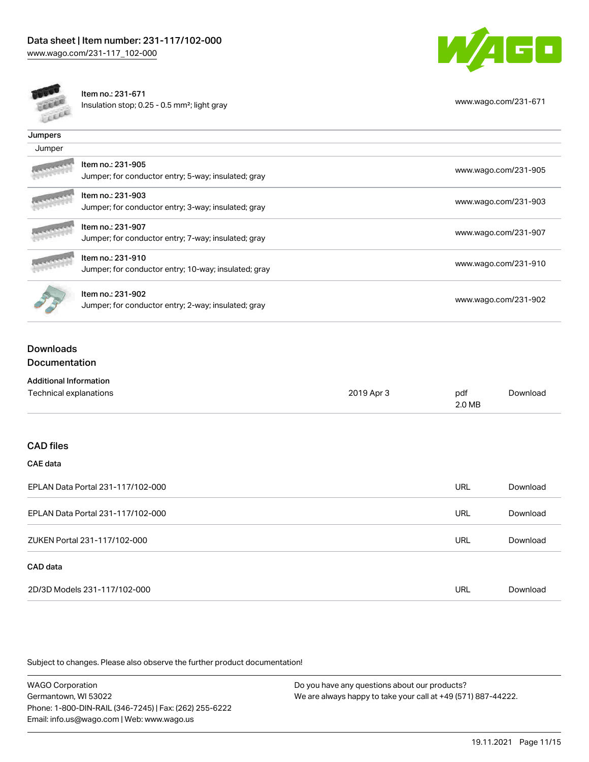| | | |
|---|---|---|
| | Item no.: 231-671<br>Insulation stop; 0.25 - 0.5 mm²; light gray | www.wago.com/231-671 |

## Jumpers

Jumper

| | | |
|---|---|---|
| | Item no.: 231-905<br>Jumper; for conductor entry; 5-way; insulated; gray | www.wago.com/231-905 |
| | Item no.: 231-903<br>Jumper; for conductor entry; 3-way; insulated; gray | www.wago.com/231-903 |
| | Item no.: 231-907<br>Jumper; for conductor entry; 7-way; insulated; gray | www.wago.com/231-907 |
| | Item no.: 231-910<br>Jumper; for conductor entry; 10-way; insulated; gray | www.wago.com/231-910 |
| | Item no.: 231-902<br>Jumper; for conductor entry; 2-way; insulated; gray | www.wago.com/231-902 |

## Downloads

## Documentation

### Additional Information

| | | | |
|---|---|---|---|
| Technical explanations | 2019 Apr 3 | pdf<br>2.0 MB | Download |

## CAD files

### CAE data

| | | |
|---|---|---|
| EPLAN Data Portal 231-117/102-000 | URL | Download |
| EPLAN Data Portal 231-117/102-000 | URL | Download |
| ZUKEN Portal 231-117/102-000 | URL | Download |

### CAD data

| | | |
|---|---|---|
| 2D/3D Models 231-117/102-000 | URL | Download |

Subject to changes. Please also observe the further product documentation!

WAGO Corporation
Germantown, WI 53022
Phone: 1-800-DIN-RAIL (346-7245) | Fax: (262) 255-6222
Email: info.us@wago.com | Web: www.wago.us

Do you have any questions about our products?
We are always happy to take your call at +49 (571) 887-44222.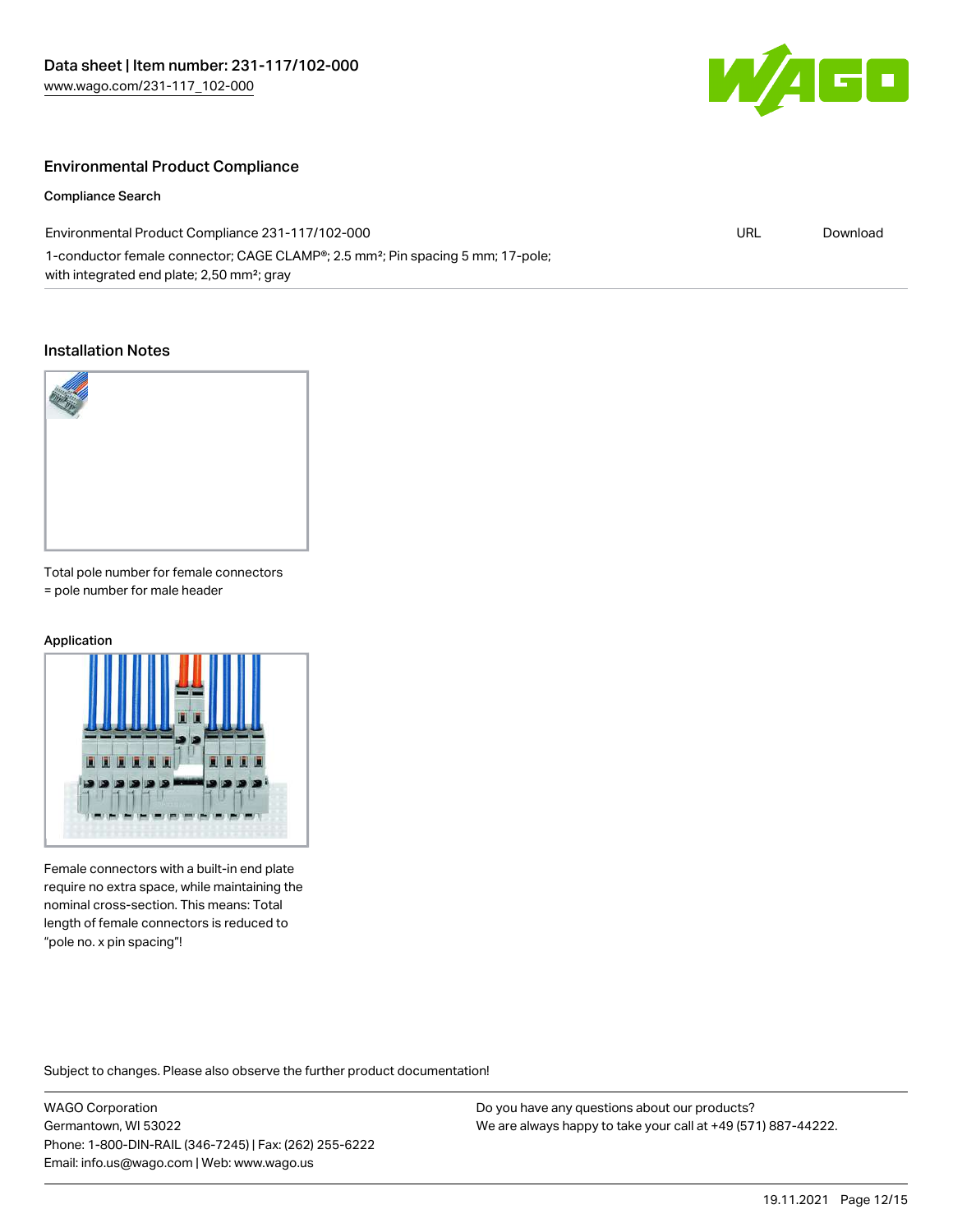## Environmental Product Compliance

### Compliance Search

| Environmental Product Compliance 231-117/102-000 | URL | Download |
| --- | --- | --- |
| 1-conductor female connector; CAGE CLAMP®; 2.5 mm²; Pin spacing 5 mm; 17-pole; with integrated end plate; 2,50 mm²; gray | | |

## Installation Notes

Total pole number for female connectors = pole number for male header

### Application

Female connectors with a built-in end plate require no extra space, while maintaining the nominal cross-section. This means: Total length of female connectors is reduced to "pole no. x pin spacing"!

Subject to changes. Please also observe the further product documentation!

WAGO Corporation
Germantown, WI 53022
Phone: 1-800-DIN-RAIL (346-7245) | Fax: (262) 255-6222
Email: info.us@wago.com | Web: www.wago.us

Do you have any questions about our products?
We are always happy to take your call at +49 (571) 887-44222.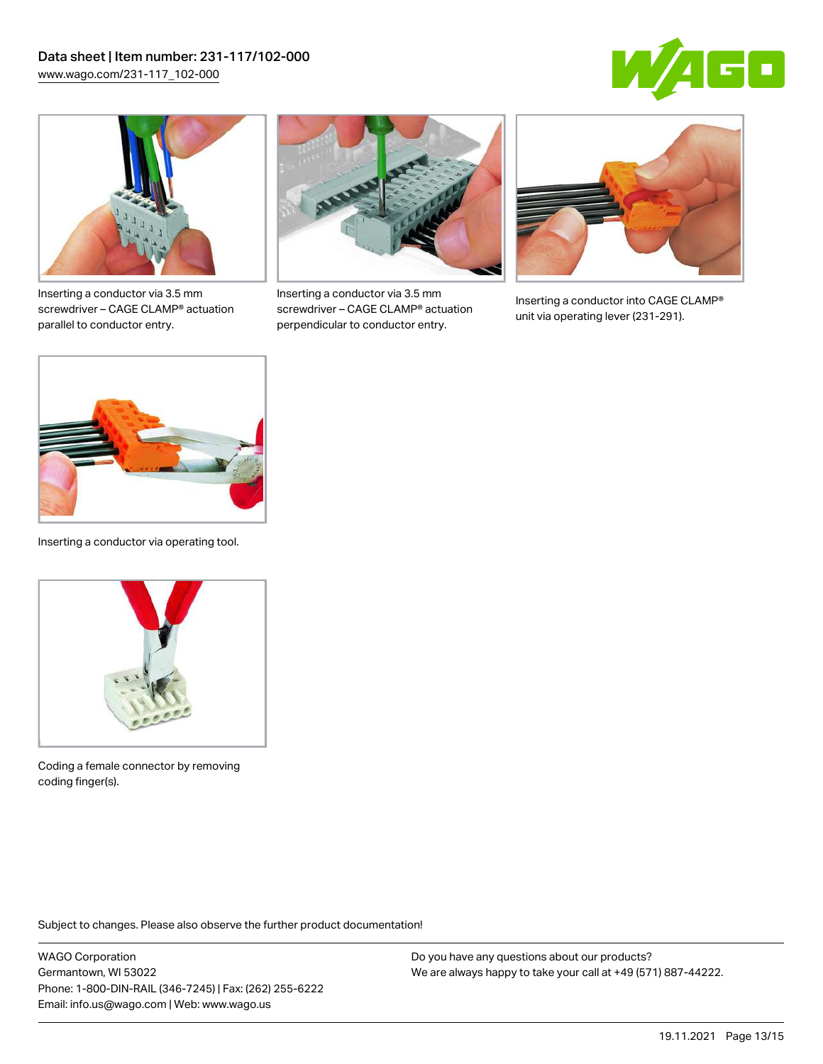Inserting a conductor via 3.5 mm screwdriver – CAGE CLAMP® actuation parallel to conductor entry.

Inserting a conductor via 3.5 mm screwdriver – CAGE CLAMP® actuation perpendicular to conductor entry.

Inserting a conductor into CAGE CLAMP® unit via operating lever (231-291).

Inserting a conductor via operating tool.

Coding a female connector by removing coding finger(s).

Subject to changes. Please also observe the further product documentation!

WAGO Corporation
Germantown, WI 53022
Phone: 1-800-DIN-RAIL (346-7245) | Fax: (262) 255-6222
Email: info.us@wago.com | Web: www.wago.us

Do you have any questions about our products?
We are always happy to take your call at +49 (571) 887-44222.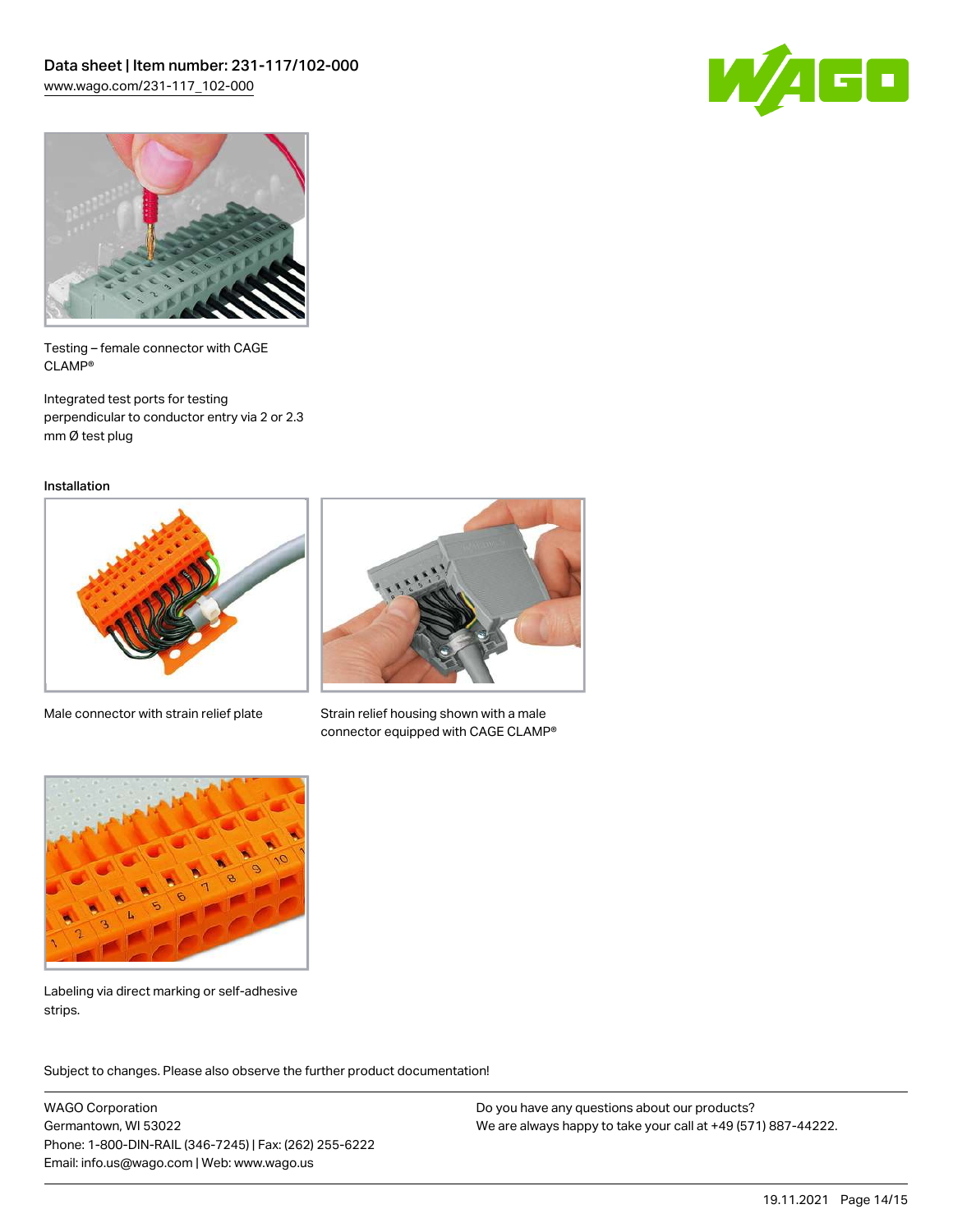Testing – female connector with CAGE CLAMP®

Integrated test ports for testing perpendicular to conductor entry via 2 or 2.3 mm Ø test plug

## Installation

Male connector with strain relief plate

Strain relief housing shown with a male connector equipped with CAGE CLAMP®

Labeling via direct marking or self-adhesive strips.

Subject to changes. Please also observe the further product documentation!

WAGO Corporation
Germantown, WI 53022
Phone: 1-800-DIN-RAIL (346-7245) | Fax: (262) 255-6222
Email: info.us@wago.com | Web: www.wago.us

Do you have any questions about our products?
We are always happy to take your call at +49 (571) 887-44222.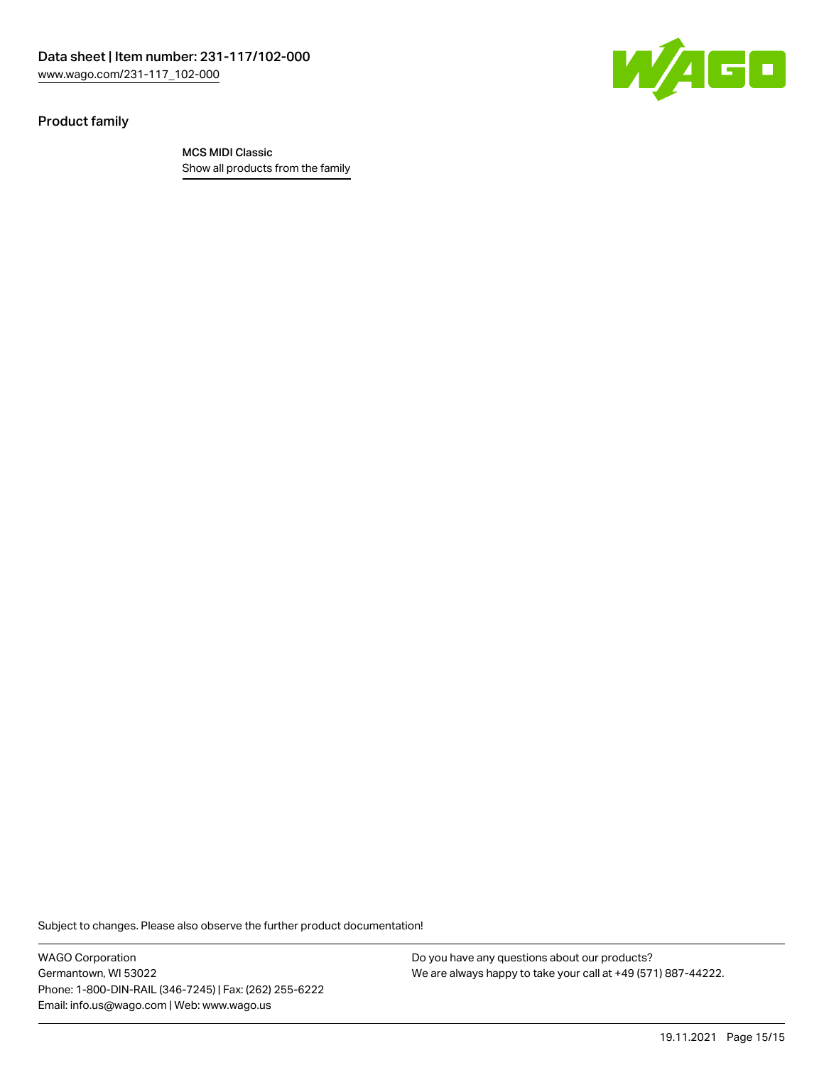## Product family

MCS MIDI Classic
Show all products from the family